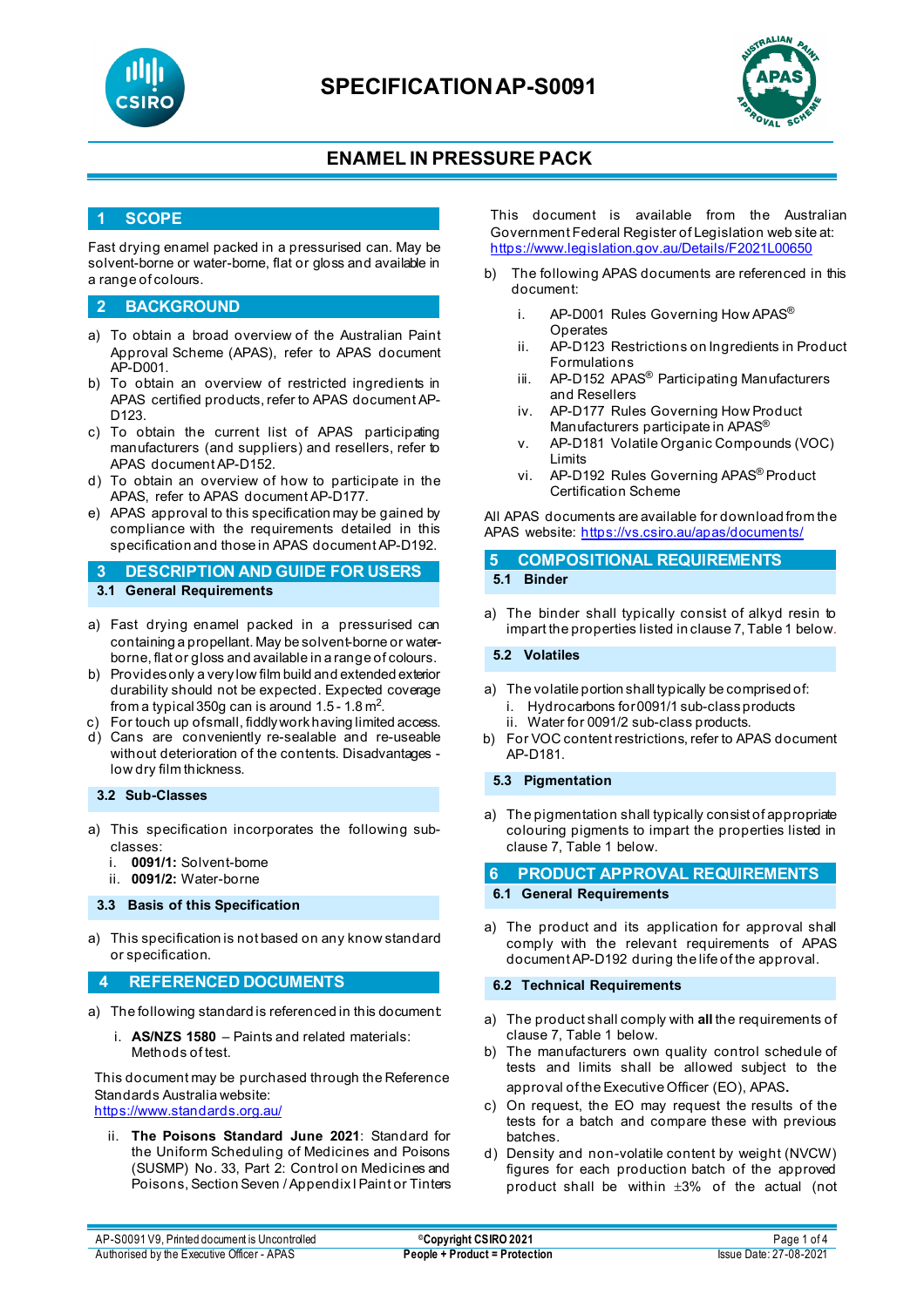# SPECIFICATION AP-S0091

## ENAMEL IN PRESSURE PACK

## 1 SCOPE

Fast drying enamel packed in a pressurised can. May be solvent-borne or water-borne, flat or gloss and available in a range of colours.

## 2 BACKGROUND

a) To obtain a broad overview of the Australian Paint Approval Scheme (APAS), refer to APAS document AP-D001.
b) To obtain an overview of restricted ingredients in APAS certified products, refer to APAS document AP-D123.
c) To obtain the current list of APAS participating manufacturers (and suppliers) and resellers, refer to APAS document AP-D152.
d) To obtain an overview of how to participate in the APAS, refer to APAS document AP-D177.
e) APAS approval to this specification may be gained by compliance with the requirements detailed in this specification and those in APAS document AP-D192.

## 3 DESCRIPTION AND GUIDE FOR USERS

### 3.1 General Requirements

a) Fast drying enamel packed in a pressurised can containing a propellant. May be solvent-borne or water-borne, flat or gloss and available in a range of colours.
b) Provides only a very low film build and extended exterior durability should not be expected. Expected coverage from a typical 350g can is around 1.5 - 1.8 $m^2$.
c) For touch up of small, fiddly work having limited access.
d) Cans are conveniently re-sealable and re-useable without deterioration of the contents. Disadvantages - low dry film thickness.

### 3.2 Sub-Classes

a) This specification incorporates the following sub-classes:
   i. **0091/1:** Solvent-borne
   ii. **0091/2:** Water-borne

### 3.3 Basis of this Specification

a) This specification is not based on any know standard or specification.

## 4 REFERENCED DOCUMENTS

a) The following standard is referenced in this document:

   i. **AS/NZS 1580** – Paints and related materials: Methods of test.

   This document may be purchased through the Reference Standards Australia website: https://www.standards.org.au/

   ii. **The Poisons Standard June 2021**: Standard for the Uniform Scheduling of Medicines and Poisons (SUSMP) No. 33, Part 2: Control on Medicines and Poisons, Section Seven / Appendix I Paint or Tinters

   This document is available from the Australian Government Federal Register of Legislation web site at: https://www.legislation.gov.au/Details/F2021L00650

b) The following APAS documents are referenced in this document:

   i. AP-D001 Rules Governing How APAS® Operates
   ii. AP-D123 Restrictions on Ingredients in Product Formulations
   iii. AP-D152 APAS® Participating Manufacturers and Resellers
   iv. AP-D177 Rules Governing How Product Manufacturers participate in APAS®
   v. AP-D181 Volatile Organic Compounds (VOC) Limits
   vi. AP-D192 Rules Governing APAS® Product Certification Scheme

All APAS documents are available for download from the APAS website: https://vs.csiro.au/apas/documents/

## 5 COMPOSITIONAL REQUIREMENTS

### 5.1 Binder

a) The binder shall typically consist of alkyd resin to impart the properties listed in clause 7, Table 1 below.

### 5.2 Volatiles

a) The volatile portion shall typically be comprised of:
   i. Hydrocarbons for 0091/1 sub-class products
   ii. Water for 0091/2 sub-class products.
b) For VOC content restrictions, refer to APAS document AP-D181.

### 5.3 Pigmentation

a) The pigmentation shall typically consist of appropriate colouring pigments to impart the properties listed in clause 7, Table 1 below.

## 6 PRODUCT APPROVAL REQUIREMENTS

### 6.1 General Requirements

a) The product and its application for approval shall comply with the relevant requirements of APAS document AP-D192 during the life of the approval.

### 6.2 Technical Requirements

a) The product shall comply with **all** the requirements of clause 7, Table 1 below.
b) The manufacturers own quality control schedule of tests and limits shall be allowed subject to the approval of the Executive Officer (EO), APAS.
c) On request, the EO may request the results of the tests for a batch and compare these with previous batches.
d) Density and non-volatile content by weight (NVCW) figures for each production batch of the approved product shall be within ±3% of the actual (not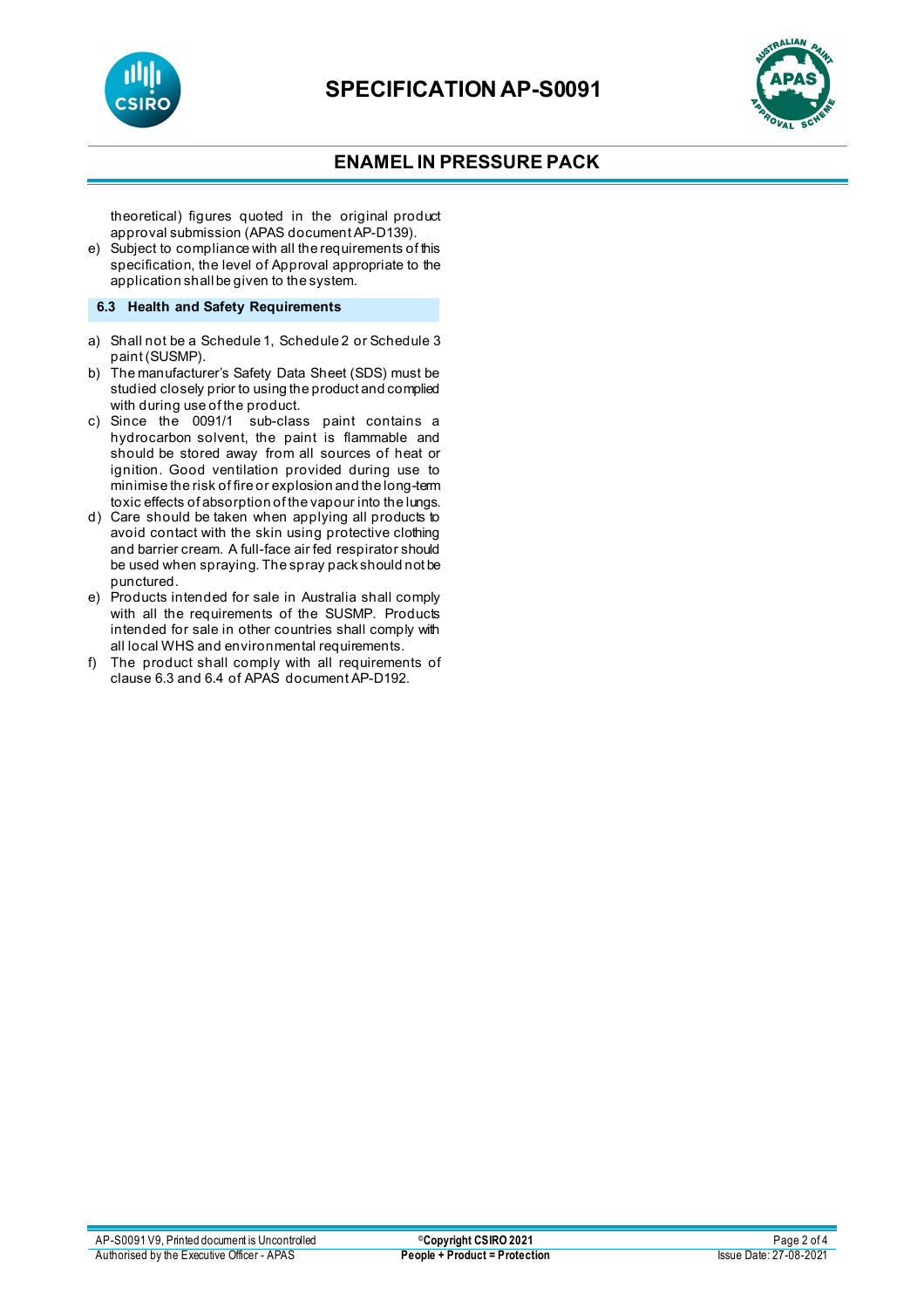theoretical) figures quoted in the original product approval submission (APAS document AP-D139).

e) Subject to compliance with all the requirements of this specification, the level of Approval appropriate to the application shall be given to the system.

### 6.3 Health and Safety Requirements

a) Shall not be a Schedule 1, Schedule 2 or Schedule 3 paint (SUSMP).

b) The manufacturer's Safety Data Sheet (SDS) must be studied closely prior to using the product and complied with during use of the product.

c) Since the 0091/1 sub-class paint contains a hydrocarbon solvent, the paint is flammable and should be stored away from all sources of heat or ignition. Good ventilation provided during use to minimise the risk of fire or explosion and the long-term toxic effects of absorption of the vapour into the lungs.

d) Care should be taken when applying all products to avoid contact with the skin using protective clothing and barrier cream. A full-face air fed respirator should be used when spraying. The spray pack should not be punctured.

e) Products intended for sale in Australia shall comply with all the requirements of the SUSMP. Products intended for sale in other countries shall comply with all local WHS and environmental requirements.

f) The product shall comply with all requirements of clause 6.3 and 6.4 of APAS document AP-D192.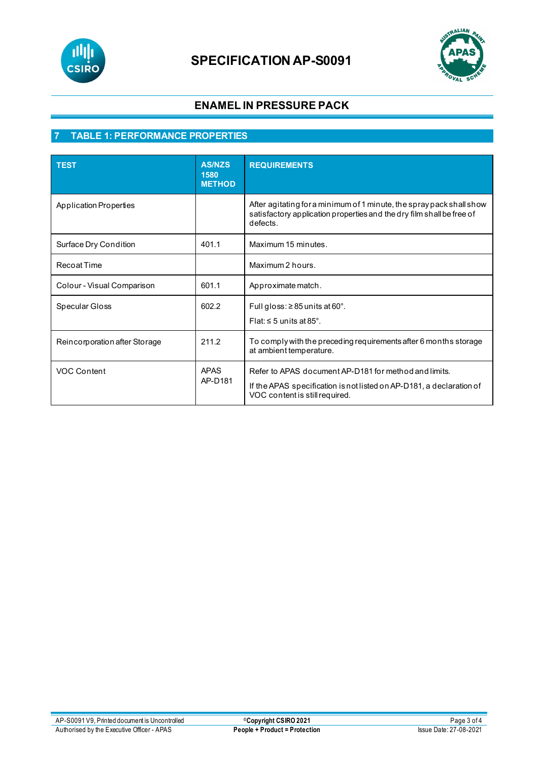## 7 TABLE 1: PERFORMANCE PROPERTIES

| TEST | AS/NZS 1580 METHOD | REQUIREMENTS |
|---|---|---|
| Application Properties | | After agitating for a minimum of 1 minute, the spray pack shall show satisfactory application properties and the dry film shall be free of defects. |
| Surface Dry Condition | 401.1 | Maximum 15 minutes. |
| Recoat Time | | Maximum 2 hours. |
| Colour - Visual Comparison | 601.1 | Approximate match. |
| Specular Gloss | 602.2 | Full gloss: ≥ 85 units at 60°.<br>Flat: ≤ 5 units at 85°. |
| Reincorporation after Storage | 211.2 | To comply with the preceding requirements after 6 months storage at ambient temperature. |
| VOC Content | APAS AP-D181 | Refer to APAS document AP-D181 for method and limits.<br>If the APAS specification is not listed on AP-D181, a declaration of VOC content is still required. |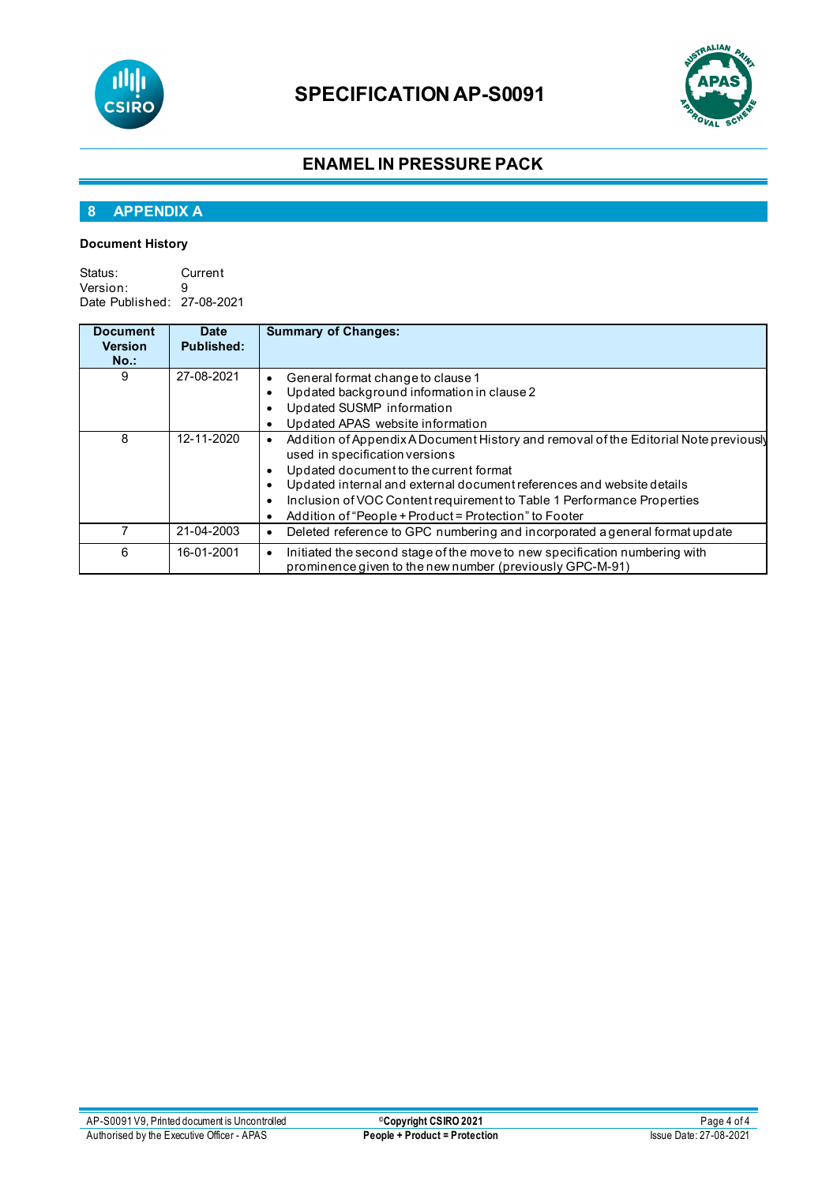## 8 APPENDIX A

**Document History**

Status: Current
Version: 9
Date Published: 27-08-2021

| Document Version No.: | Date Published: | Summary of Changes: |
|---|---|---|
| 9 | 27-08-2021 | • General format change to clause 1<br>• Updated background information in clause 2<br>• Updated SUSMP information<br>• Updated APAS website information |
| 8 | 12-11-2020 | • Addition of Appendix A Document History and removal of the Editorial Note previously used in specification versions<br>• Updated document to the current format<br>• Updated internal and external document references and website details<br>• Inclusion of VOC Content requirement to Table 1 Performance Properties<br>• Addition of "People + Product = Protection" to Footer |
| 7 | 21-04-2003 | • Deleted reference to GPC numbering and incorporated a general format update |
| 6 | 16-01-2001 | • Initiated the second stage of the move to new specification numbering with prominence given to the new number (previously GPC-M-91) |